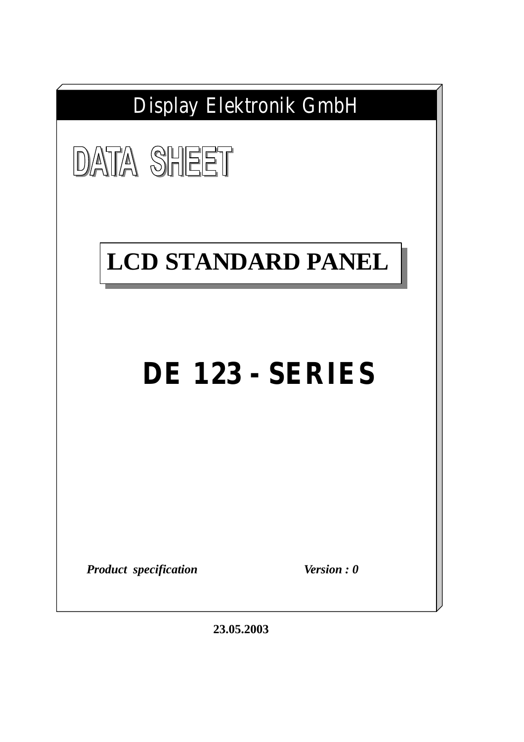Display Elektronik GmbH

# DATA SHEET

## LCD STANDARD PANEL

# DE 123 - SERIES

*Product specification* *Version : 0*

**23.05.2003**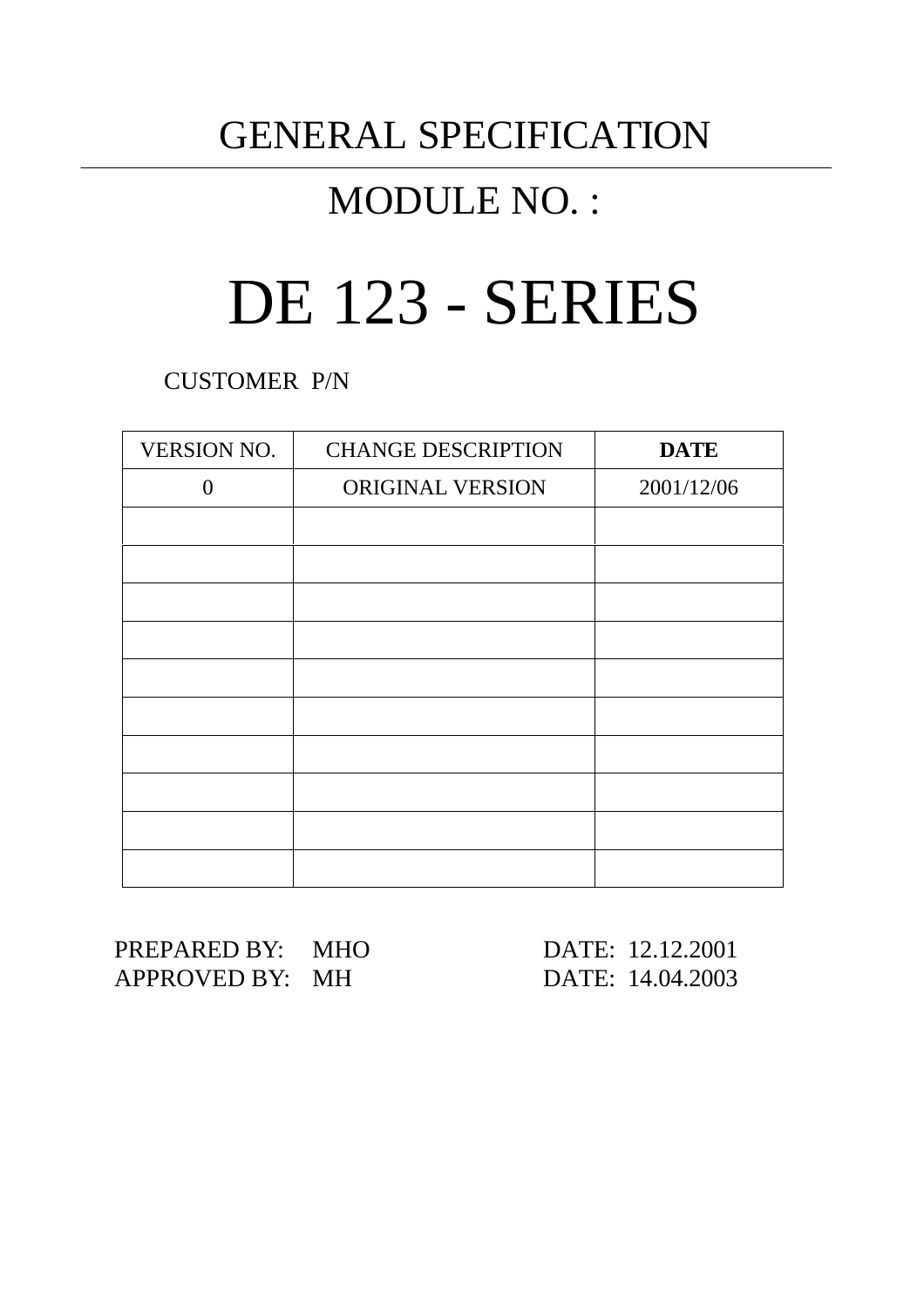# GENERAL SPECIFICATION

## MODULE NO. :

# DE 123 - SERIES

CUSTOMER P/N

| VERSION NO. | CHANGE DESCRIPTION | **DATE** |
|---|---|---|
| 0 | ORIGINAL VERSION | 2001/12/06 |
| | | |
| | | |
| | | |
| | | |
| | | |
| | | |
| | | |
| | | |
| | | |
| | | |

PREPARED BY: MHO DATE: 12.12.2001
APPROVED BY: MH DATE: 14.04.2003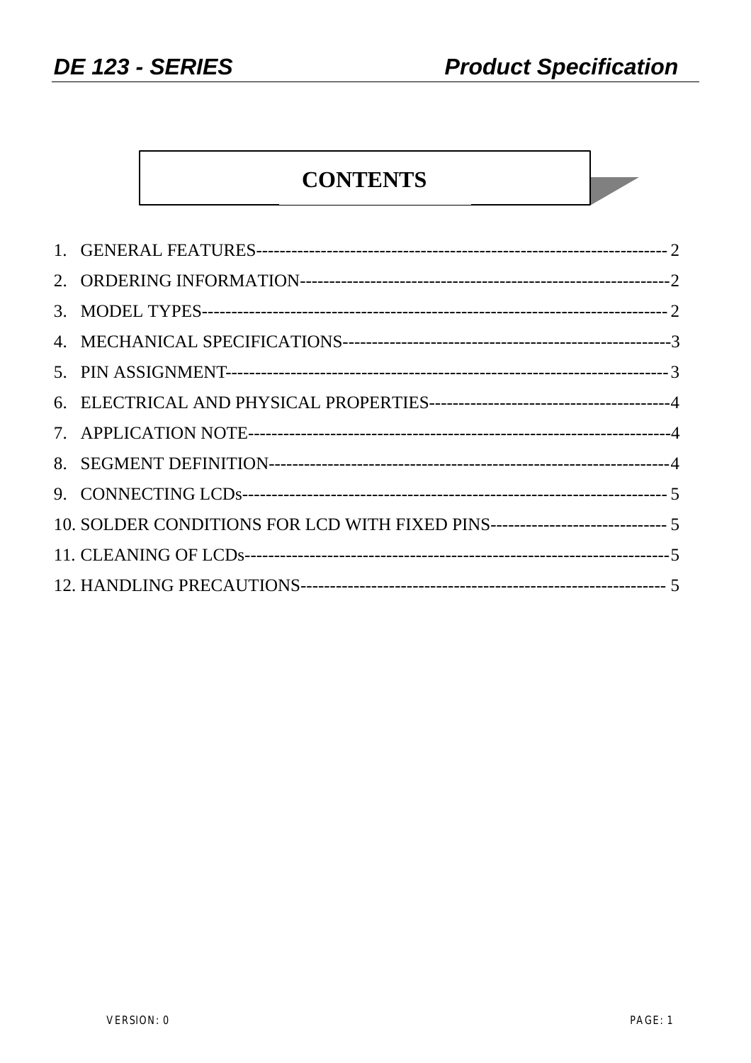# CONTENTS

1. GENERAL FEATURES---------------------------------------------------------------------- 2
2. ORDERING INFORMATION---------------------------------------------------------------2
3. MODEL TYPES--------------------------------------------------------------------------- 2
4. MECHANICAL SPECIFICATIONS-------------------------------------------------------3
5. PIN ASSIGNMENT----------------------------------------------------------------------- 3
6. ELECTRICAL AND PHYSICAL PROPERTIES----------------------------------------4
7. APPLICATION NOTE---------------------------------------------------------------------4
8. SEGMENT DEFINITION------------------------------------------------------------------4
9. CONNECTING LCDs----------------------------------------------------------------------- 5
10. SOLDER CONDITIONS FOR LCD WITH FIXED PINS------------------------------ 5
11. CLEANING OF LCDs---------------------------------------------------------------------5
12. HANDLING PRECAUTIONS------------------------------------------------------------- 5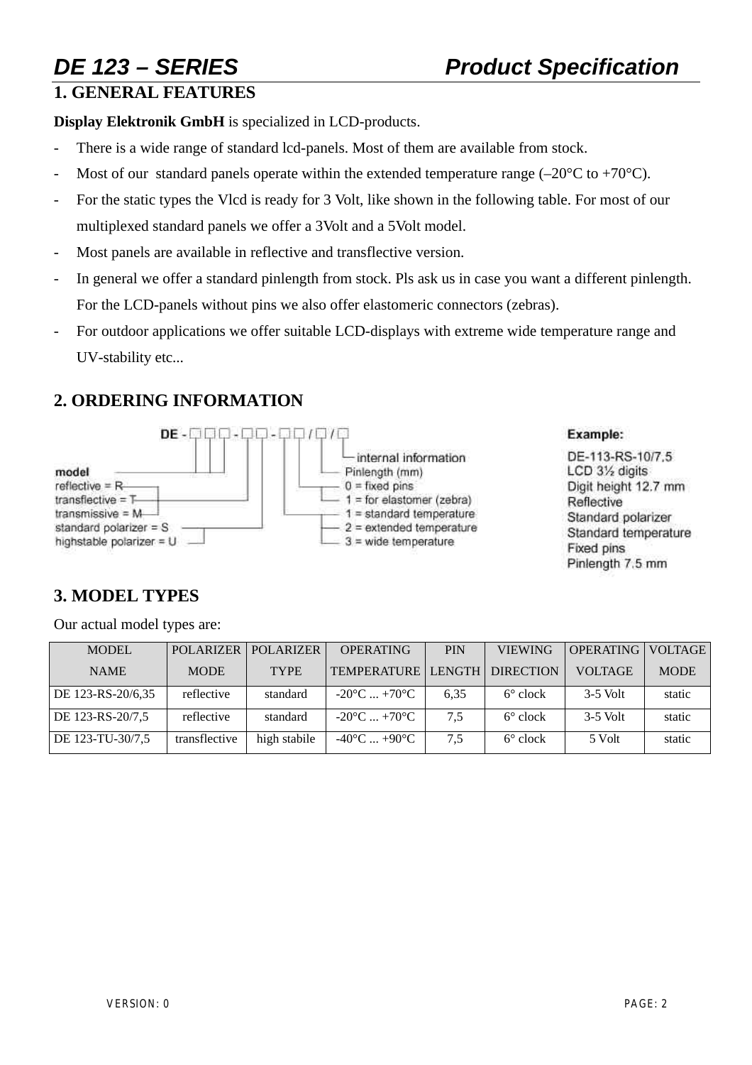# DE 123 – SERIES Product Specification

## 1. GENERAL FEATURES

**Display Elektronik GmbH** is specialized in LCD-products.

- There is a wide range of standard lcd-panels. Most of them are available from stock.
- Most of our standard panels operate within the extended temperature range (–20°C to +70°C).
- For the static types the Vlcd is ready for 3 Volt, like shown in the following table. For most of our multiplexed standard panels we offer a 3Volt and a 5Volt model.
- Most panels are available in reflective and transflective version.
- In general we offer a standard pinlength from stock. Pls ask us in case you want a different pinlength. For the LCD-panels without pins we also offer elastomeric connectors (zebras).
- For outdoor applications we offer suitable LCD-displays with extreme wide temperature range and UV-stability etc...

## 2. ORDERING INFORMATION

DE - □□□ - □□ - □□ / □ / □

- model
- reflective = R
- transflective = T
- transmissive = M
- standard polarizer = S
- highstable polarizer = U
- 1 = standard temperature
- 2 = extended temperature
- 3 = wide temperature
- 0 = fixed pins
- 1 = for elastomer (zebra)
- Pinlength (mm)
- internal information

**Example:**

DE-113-RS-10/7,5
LCD 3½ digits
Digit height 12.7 mm
Reflective
Standard polarizer
Standard temperature
Fixed pins
Pinlength 7,5 mm

## 3. MODEL TYPES

Our actual model types are:

| MODEL NAME | POLARIZER MODE | POLARIZER TYPE | OPERATING TEMPERATURE | PIN LENGTH | VIEWING DIRECTION | OPERATING VOLTAGE | VOLTAGE MODE |
|---|---|---|---|---|---|---|---|
| DE 123-RS-20/6,35 | reflective | standard | -20°C ... +70°C | 6,35 | 6° clock | 3-5 Volt | static |
| DE 123-RS-20/7,5 | reflective | standard | -20°C ... +70°C | 7,5 | 6° clock | 3-5 Volt | static |
| DE 123-TU-30/7,5 | transflective | high stabile | -40°C ... +90°C | 7,5 | 6° clock | 5 Volt | static |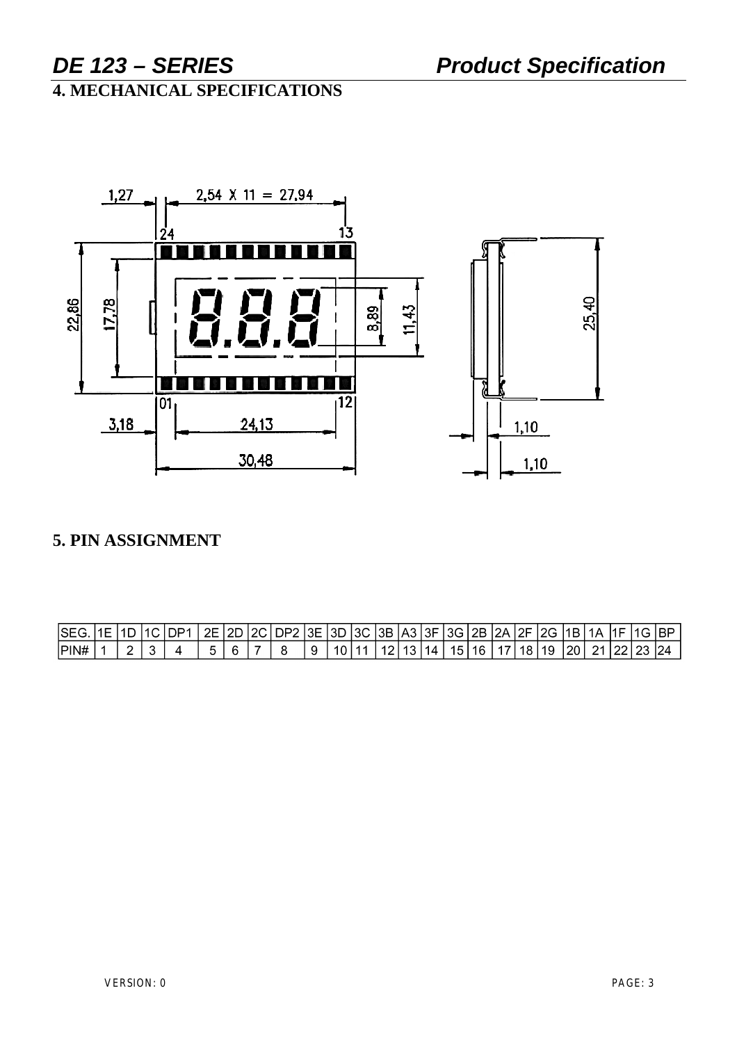# 4. MECHANICAL SPECIFICATIONS

# 5. PIN ASSIGNMENT

| SEG. | 1E | 1D | 1C | DP1 | 2E | 2D | 2C | DP2 | 3E | 3D | 3C | 3B | A3 | 3F | 3G | 2B | 2A | 2F | 2G | 1B | 1A | 1F | 1G | BP |
|---|---|---|---|---|---|---|---|---|---|---|---|---|---|---|---|---|---|---|---|---|---|---|---|---|
| PIN# | 1 | 2 | 3 | 4 | 5 | 6 | 7 | 8 | 9 | 10 | 11 | 12 | 13 | 14 | 15 | 16 | 17 | 18 | 19 | 20 | 21 | 22 | 23 | 24 |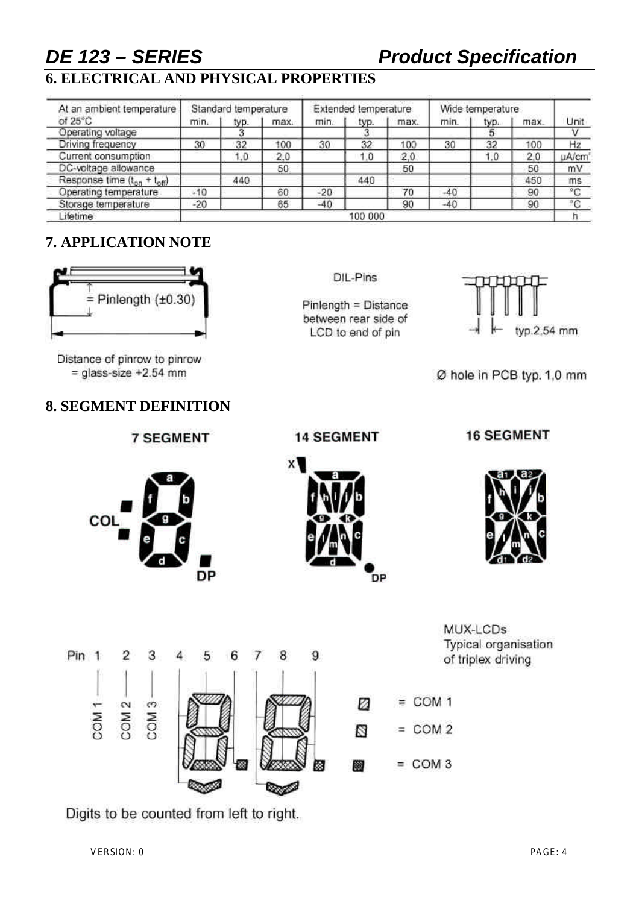## 6. ELECTRICAL AND PHYSICAL PROPERTIES

| At an ambient temperature of 25°C | Standard temperature | | | Extended temperature | | | Wide temperature | | | Unit |
|---|---|---|---|---|---|---|---|---|---|---|
| | min. | typ. | max. | min. | typ. | max. | min. | typ. | max. | |
| Operating voltage | | 3 | | | 3 | | | 5 | | V |
| Driving frequency | 30 | 32 | 100 | 30 | 32 | 100 | 30 | 32 | 100 | Hz |
| Current consumption | | 1,0 | 2,0 | | 1,0 | 2,0 | | 1,0 | 2,0 | µA/cm² |
| DC-voltage allowance | | | 50 | | | 50 | | | 50 | mV |
| Response time ($t_{on}$ + $t_{off}$) | | 440 | | | 440 | | | | 450 | ms |
| Operating temperature | -10 | | 60 | -20 | | 70 | -40 | | 90 | °C |
| Storage temperature | -20 | | 65 | -40 | | 90 | -40 | | 90 | °C |
| Lifetime | 100 000 | | | | | | | | | h |

## 7. APPLICATION NOTE

= Pinlength (±0.30)

Distance of pinrow to pinrow = glass-size +2.54 mm

DIL-Pins

Pinlength = Distance between rear side of LCD to end of pin

typ.2,54 mm

Ø hole in PCB typ. 1,0 mm

## 8. SEGMENT DEFINITION

**7 SEGMENT**

**14 SEGMENT**

**16 SEGMENT**

MUX-LCDs Typical organisation of triplex driving

Pin 1 2 3 4 5 6 7 8 9

COM 1 COM 2 COM 3

= COM 1

= COM 2

= COM 3

Digits to be counted from left to right.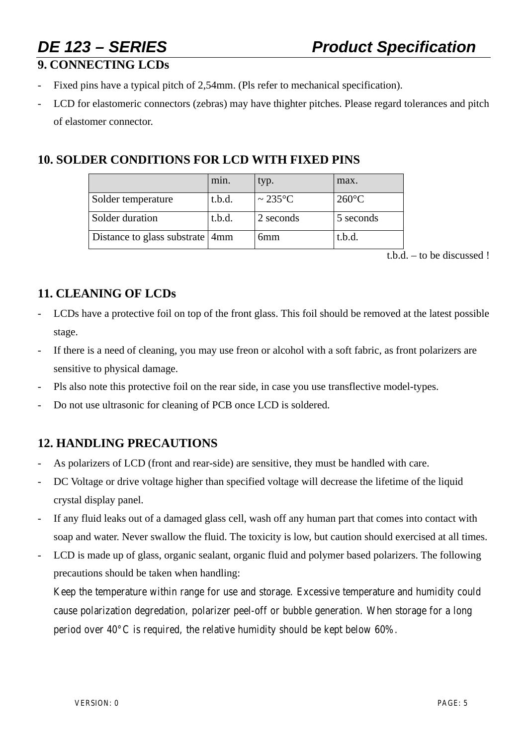## 9. CONNECTING LCDs

- Fixed pins have a typical pitch of 2,54mm. (Pls refer to mechanical specification).
- LCD for elastomeric connectors (zebras) may have thighter pitches. Please regard tolerances and pitch of elastomer connector.

## 10. SOLDER CONDITIONS FOR LCD WITH FIXED PINS

| | min. | typ. | max. |
|---|---|---|---|
| Solder temperature | t.b.d. | ~ 235°C | 260°C |
| Solder duration | t.b.d. | 2 seconds | 5 seconds |
| Distance to glass substrate | 4mm | 6mm | t.b.d. |

t.b.d. – to be discussed !

## 11. CLEANING OF LCDs

- LCDs have a protective foil on top of the front glass. This foil should be removed at the latest possible stage.
- If there is a need of cleaning, you may use freon or alcohol with a soft fabric, as front polarizers are sensitive to physical damage.
- Pls also note this protective foil on the rear side, in case you use transflective model-types.
- Do not use ultrasonic for cleaning of PCB once LCD is soldered.

## 12. HANDLING PRECAUTIONS

- As polarizers of LCD (front and rear-side) are sensitive, they must be handled with care.
- DC Voltage or drive voltage higher than specified voltage will decrease the lifetime of the liquid crystal display panel.
- If any fluid leaks out of a damaged glass cell, wash off any human part that comes into contact with soap and water. Never swallow the fluid. The toxicity is low, but caution should exercised at all times.
- LCD is made up of glass, organic sealant, organic fluid and polymer based polarizers. The following precautions should be taken when handling:

  Keep the temperature within range for use and storage. Excessive temperature and humidity could cause polarization degredation, polarizer peel-off or bubble generation. When storage for a long period over 40°C is required, the relative humidity should be kept below 60%.